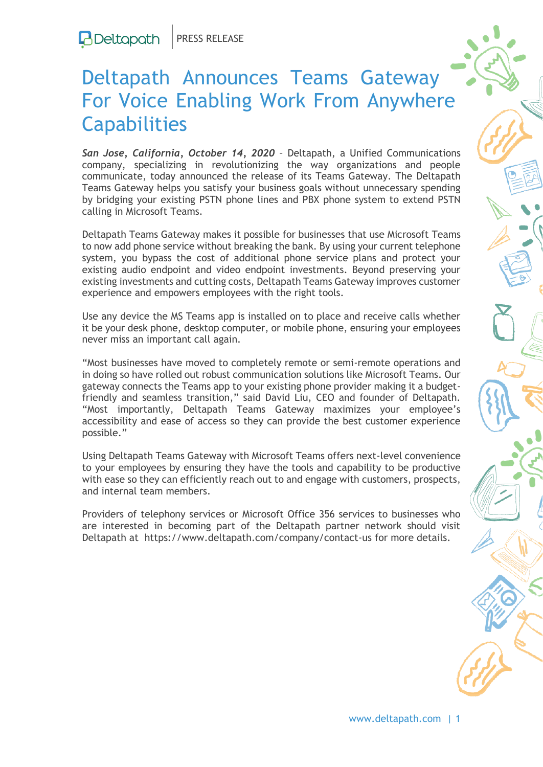Deltapath | PRESS RELEASE

# Deltapath Announces Teams Gateway For Voice Enabling Work From Anywhere Capabilities

***San Jose, California, October 14, 2020*** – Deltapath, a Unified Communications company, specializing in revolutionizing the way organizations and people communicate, today announced the release of its Teams Gateway. The Deltapath Teams Gateway helps you satisfy your business goals without unnecessary spending by bridging your existing PSTN phone lines and PBX phone system to extend PSTN calling in Microsoft Teams.

Deltapath Teams Gateway makes it possible for businesses that use Microsoft Teams to now add phone service without breaking the bank. By using your current telephone system, you bypass the cost of additional phone service plans and protect your existing audio endpoint and video endpoint investments. Beyond preserving your existing investments and cutting costs, Deltapath Teams Gateway improves customer experience and empowers employees with the right tools.

Use any device the MS Teams app is installed on to place and receive calls whether it be your desk phone, desktop computer, or mobile phone, ensuring your employees never miss an important call again.

"Most businesses have moved to completely remote or semi-remote operations and in doing so have rolled out robust communication solutions like Microsoft Teams. Our gateway connects the Teams app to your existing phone provider making it a budget-friendly and seamless transition," said David Liu, CEO and founder of Deltapath. "Most importantly, Deltapath Teams Gateway maximizes your employee's accessibility and ease of access so they can provide the best customer experience possible."

Using Deltapath Teams Gateway with Microsoft Teams offers next-level convenience to your employees by ensuring they have the tools and capability to be productive with ease so they can efficiently reach out to and engage with customers, prospects, and internal team members.

Providers of telephony services or Microsoft Office 356 services to businesses who are interested in becoming part of the Deltapath partner network should visit Deltapath at https://www.deltapath.com/company/contact-us for more details.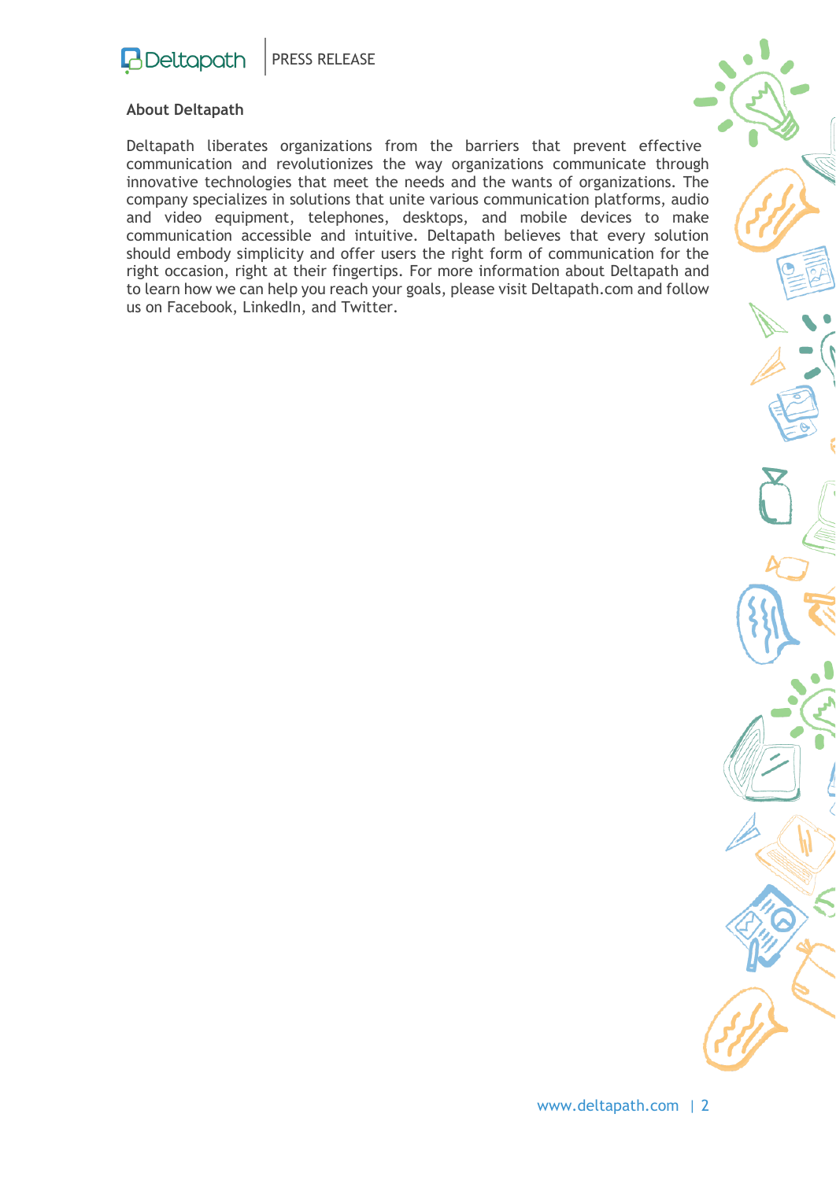## About Deltapath

Deltapath liberates organizations from the barriers that prevent effective communication and revolutionizes the way organizations communicate through innovative technologies that meet the needs and the wants of organizations. The company specializes in solutions that unite various communication platforms, audio and video equipment, telephones, desktops, and mobile devices to make communication accessible and intuitive. Deltapath believes that every solution should embody simplicity and offer users the right form of communication for the right occasion, right at their fingertips. For more information about Deltapath and to learn how we can help you reach your goals, please visit Deltapath.com and follow us on Facebook, LinkedIn, and Twitter.